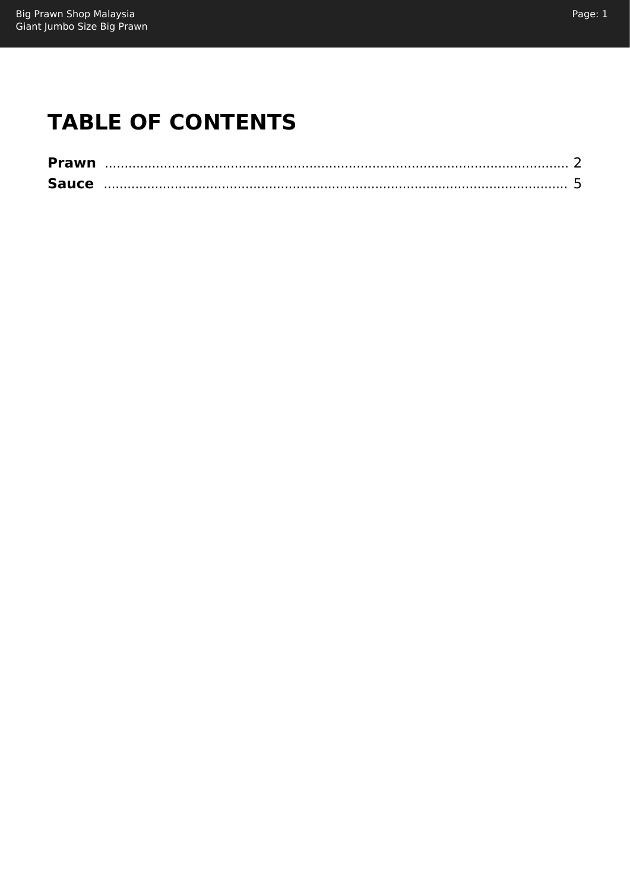# TABLE OF CONTENTS

**Prawn** .......... 2
**Sauce** .......... 5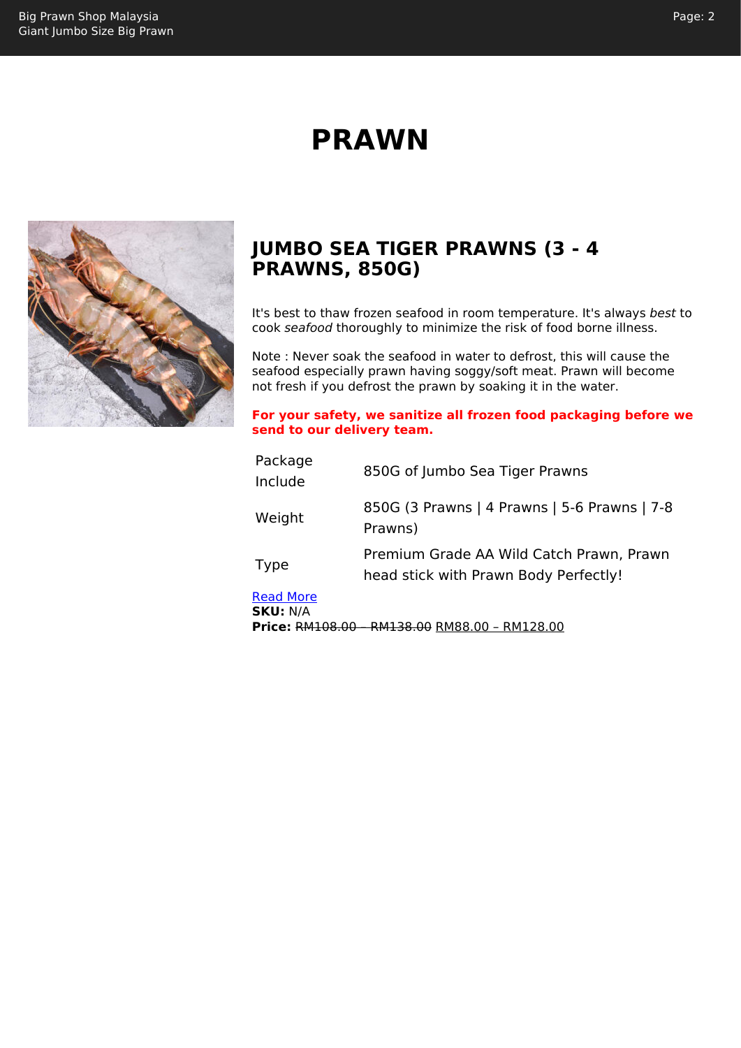# PRAWN

## JUMBO SEA TIGER PRAWNS (3 - 4 PRAWNS, 850G)

It's best to thaw frozen seafood in room temperature. It's always *best* to cook *seafood* thoroughly to minimize the risk of food borne illness.

Note : Never soak the seafood in water to defrost, this will cause the seafood especially prawn having soggy/soft meat. Prawn will become not fresh if you defrost the prawn by soaking it in the water.

**For your safety, we sanitize all frozen food packaging before we send to our delivery team.**

| | |
|---|---|
| Package Include | 850G of Jumbo Sea Tiger Prawns |
| Weight | 850G (3 Prawns \| 4 Prawns \| 5-6 Prawns \| 7-8 Prawns) |
| Type | Premium Grade AA Wild Catch Prawn, Prawn head stick with Prawn Body Perfectly! |

Read More

**SKU:** N/A

**Price:** ~~RM108.00 – RM138.00~~ RM88.00 – RM128.00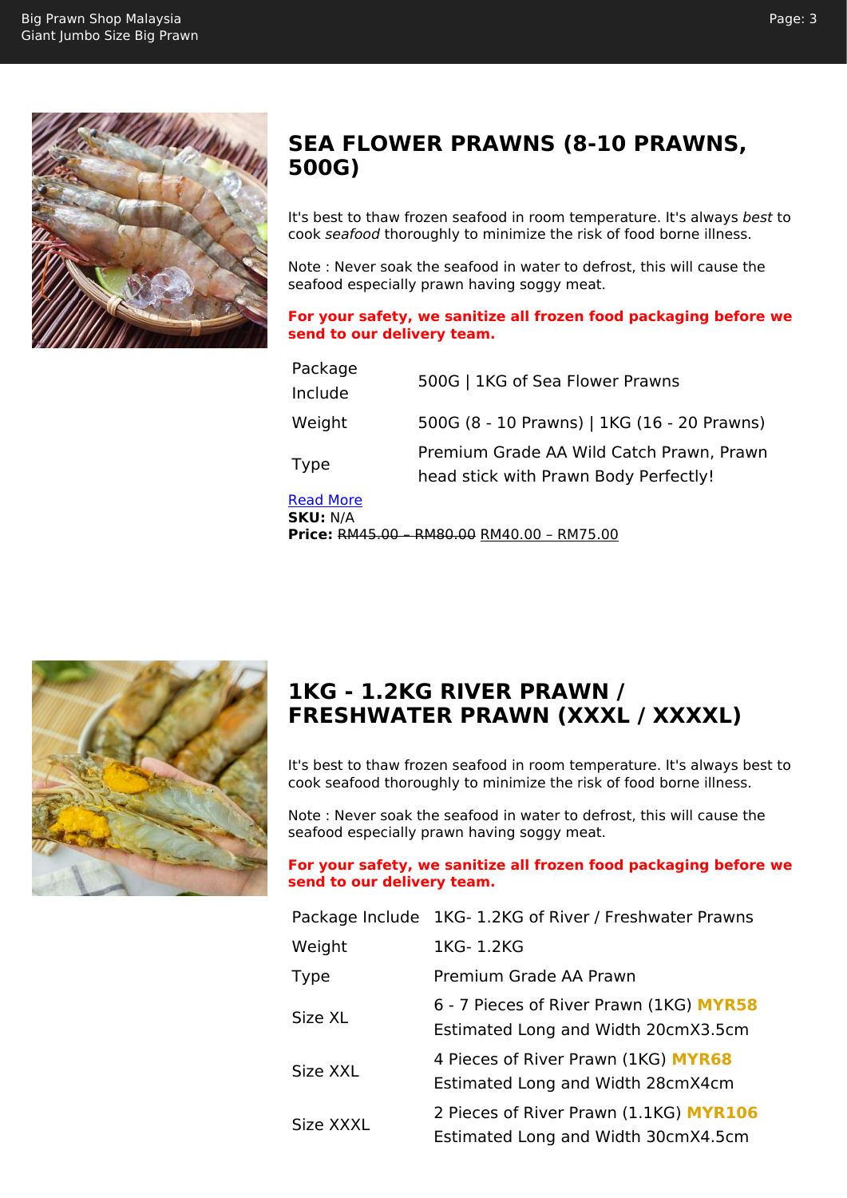## SEA FLOWER PRAWNS (8-10 PRAWNS, 500G)

It's best to thaw frozen seafood in room temperature. It's always *best* to cook *seafood* thoroughly to minimize the risk of food borne illness.

Note : Never soak the seafood in water to defrost, this will cause the seafood especially prawn having soggy meat.

**For your safety, we sanitize all frozen food packaging before we send to our delivery team.**

| | |
|---|---|
| Package Include | 500G \| 1KG of Sea Flower Prawns |
| Weight | 500G (8 - 10 Prawns) \| 1KG (16 - 20 Prawns) |
| Type | Premium Grade AA Wild Catch Prawn, Prawn head stick with Prawn Body Perfectly! |

Read More

**SKU:** N/A

**Price:** ~~RM45.00 – RM80.00~~ RM40.00 – RM75.00

## 1KG - 1.2KG RIVER PRAWN / FRESHWATER PRAWN (XXXL / XXXXL)

It's best to thaw frozen seafood in room temperature. It's always best to cook seafood thoroughly to minimize the risk of food borne illness.

Note : Never soak the seafood in water to defrost, this will cause the seafood especially prawn having soggy meat.

**For your safety, we sanitize all frozen food packaging before we send to our delivery team.**

| | |
|---|---|
| Package Include | 1KG- 1.2KG of River / Freshwater Prawns |
| Weight | 1KG- 1.2KG |
| Type | Premium Grade AA Prawn |
| Size XL | 6 - 7 Pieces of River Prawn (1KG) **MYR58** Estimated Long and Width 20cmX3.5cm |
| Size XXL | 4 Pieces of River Prawn (1KG) **MYR68** Estimated Long and Width 28cmX4cm |
| Size XXXL | 2 Pieces of River Prawn (1.1KG) **MYR106** Estimated Long and Width 30cmX4.5cm |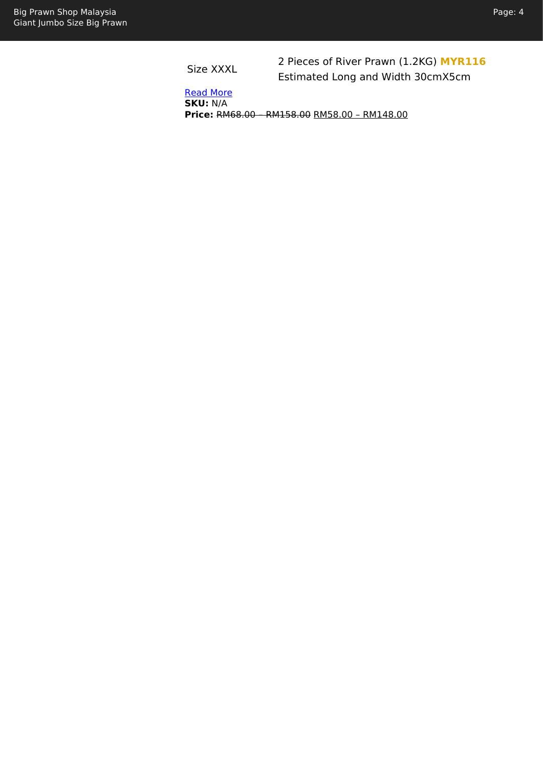| | |
| --- | --- |
| Size XXXL | 2 Pieces of River Prawn (1.2KG) **MYR116**<br>Estimated Long and Width 30cmX5cm |

[Read More]

**SKU:** N/A

**Price:** ~~RM68.00 – RM158.00~~ RM58.00 – RM148.00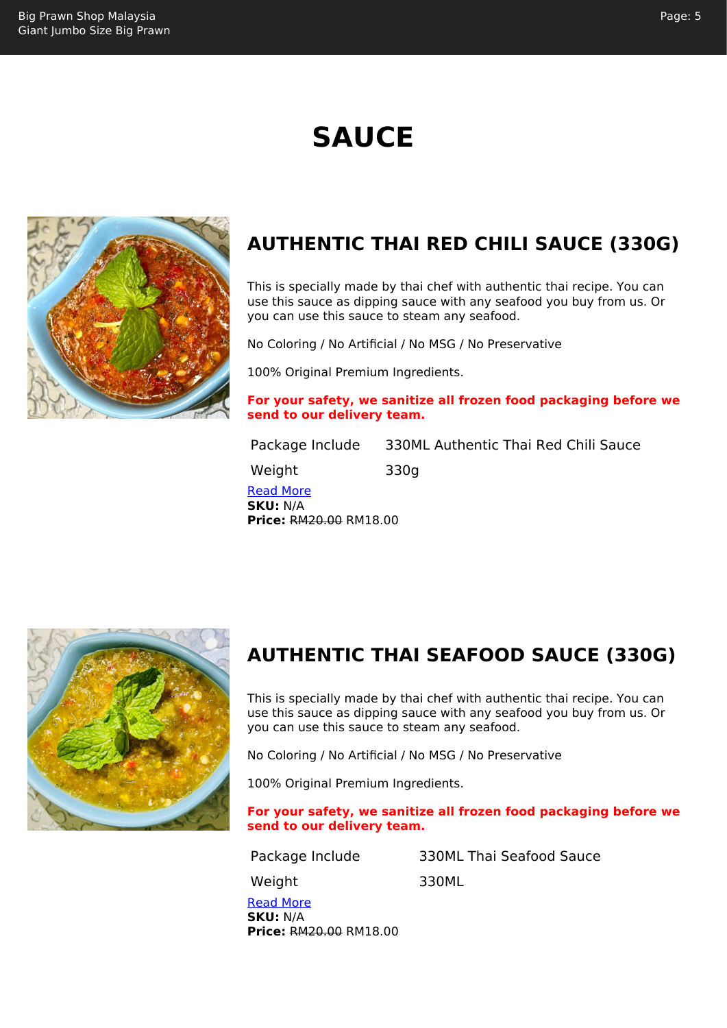# SAUCE

## AUTHENTIC THAI RED CHILI SAUCE (330G)

This is specially made by thai chef with authentic thai recipe. You can use this sauce as dipping sauce with any seafood you buy from us. Or you can use this sauce to steam any seafood.

No Coloring / No Artificial / No MSG / No Preservative

100% Original Premium Ingredients.

**For your safety, we sanitize all frozen food packaging before we send to our delivery team.**

| | |
|---|---|
| Package Include | 330ML Authentic Thai Red Chili Sauce |
| Weight | 330g |

Read More

**SKU:** N/A

**Price:** ~~RM20.00~~ RM18.00

## AUTHENTIC THAI SEAFOOD SAUCE (330G)

This is specially made by thai chef with authentic thai recipe. You can use this sauce as dipping sauce with any seafood you buy from us. Or you can use this sauce to steam any seafood.

No Coloring / No Artificial / No MSG / No Preservative

100% Original Premium Ingredients.

**For your safety, we sanitize all frozen food packaging before we send to our delivery team.**

| | |
|---|---|
| Package Include | 330ML Thai Seafood Sauce |
| Weight | 330ML |

Read More

**SKU:** N/A

**Price:** ~~RM20.00~~ RM18.00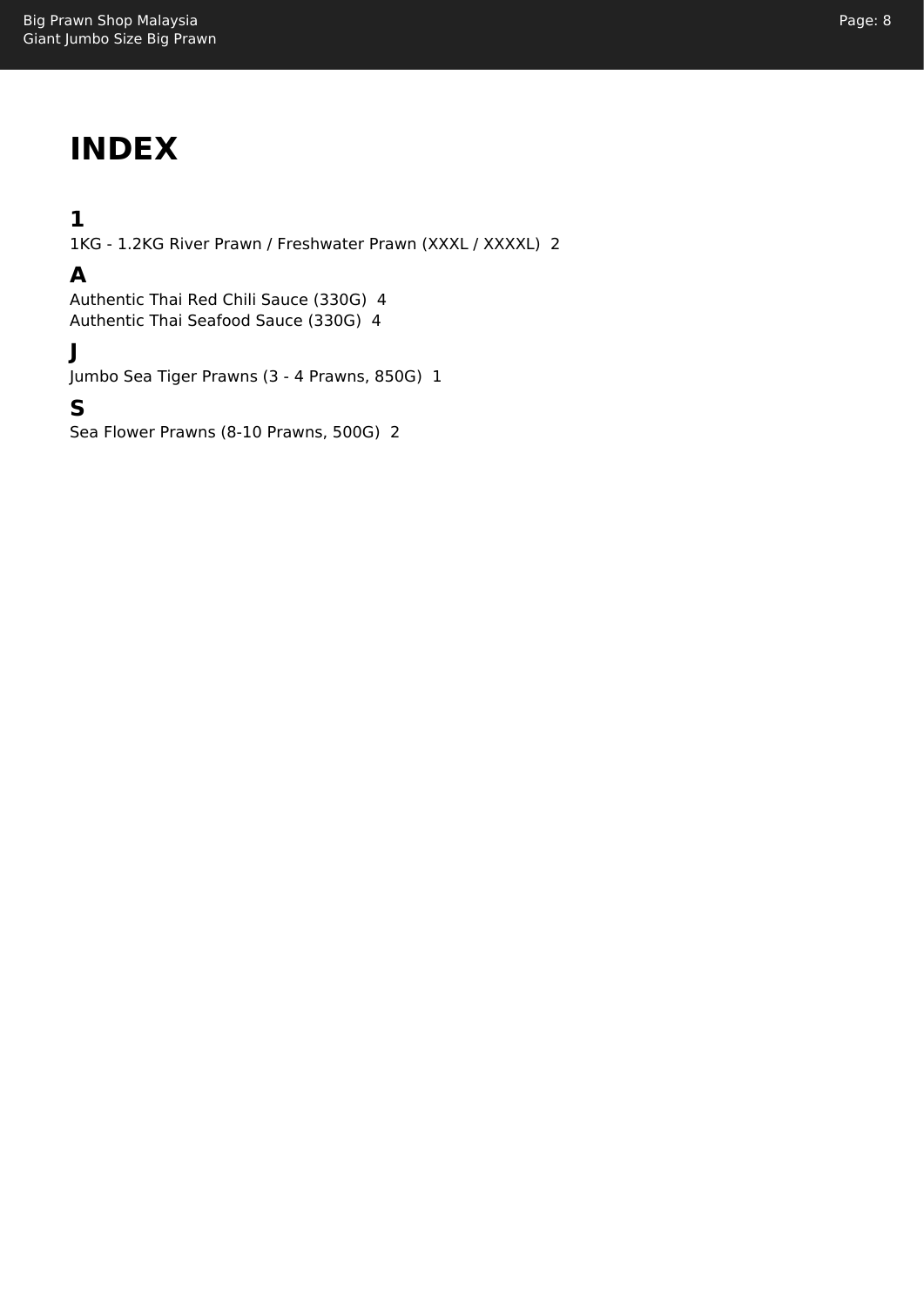# INDEX

## 1

1KG - 1.2KG River Prawn / Freshwater Prawn (XXXL / XXXXL)  2

## A

Authentic Thai Red Chili Sauce (330G)  4
Authentic Thai Seafood Sauce (330G)  4

## J

Jumbo Sea Tiger Prawns (3 - 4 Prawns, 850G)  1

## S

Sea Flower Prawns (8-10 Prawns, 500G)  2